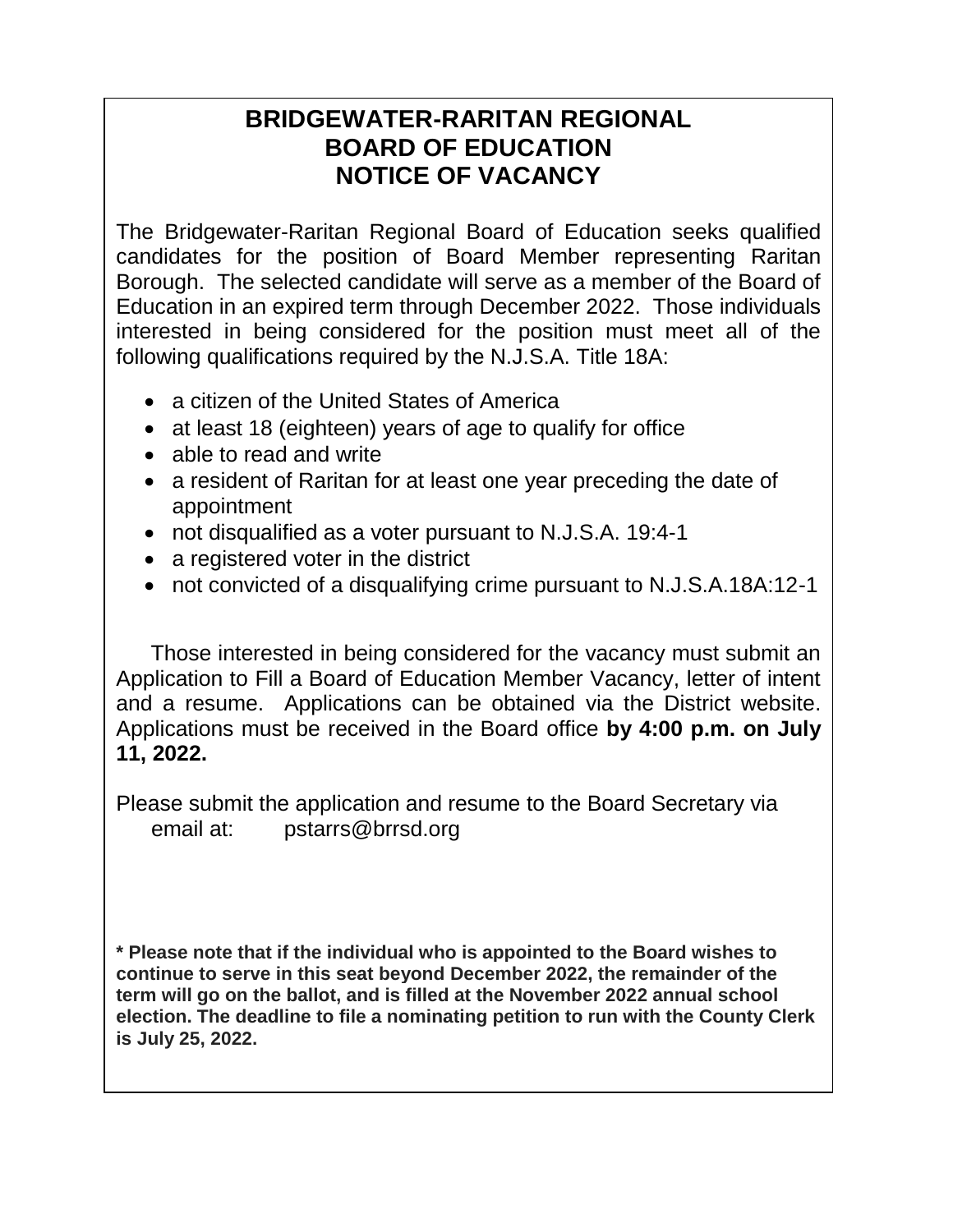# BRIDGEWATER-RARITAN REGIONAL BOARD OF EDUCATION NOTICE OF VACANCY

The Bridgewater-Raritan Regional Board of Education seeks qualified candidates for the position of Board Member representing Raritan Borough. The selected candidate will serve as a member of the Board of Education in an expired term through December 2022. Those individuals interested in being considered for the position must meet all of the following qualifications required by the N.J.S.A. Title 18A:

- a citizen of the United States of America
- at least 18 (eighteen) years of age to qualify for office
- able to read and write
- a resident of Raritan for at least one year preceding the date of appointment
- not disqualified as a voter pursuant to N.J.S.A. 19:4-1
- a registered voter in the district
- not convicted of a disqualifying crime pursuant to N.J.S.A.18A:12-1

Those interested in being considered for the vacancy must submit an Application to Fill a Board of Education Member Vacancy, letter of intent and a resume. Applications can be obtained via the District website. Applications must be received in the Board office **by 4:00 p.m. on July 11, 2022.**

Please submit the application and resume to the Board Secretary via email at: pstarrs@brrsd.org

**\* Please note that if the individual who is appointed to the Board wishes to continue to serve in this seat beyond December 2022, the remainder of the term will go on the ballot, and is filled at the November 2022 annual school election. The deadline to file a nominating petition to run with the County Clerk is July 25, 2022.**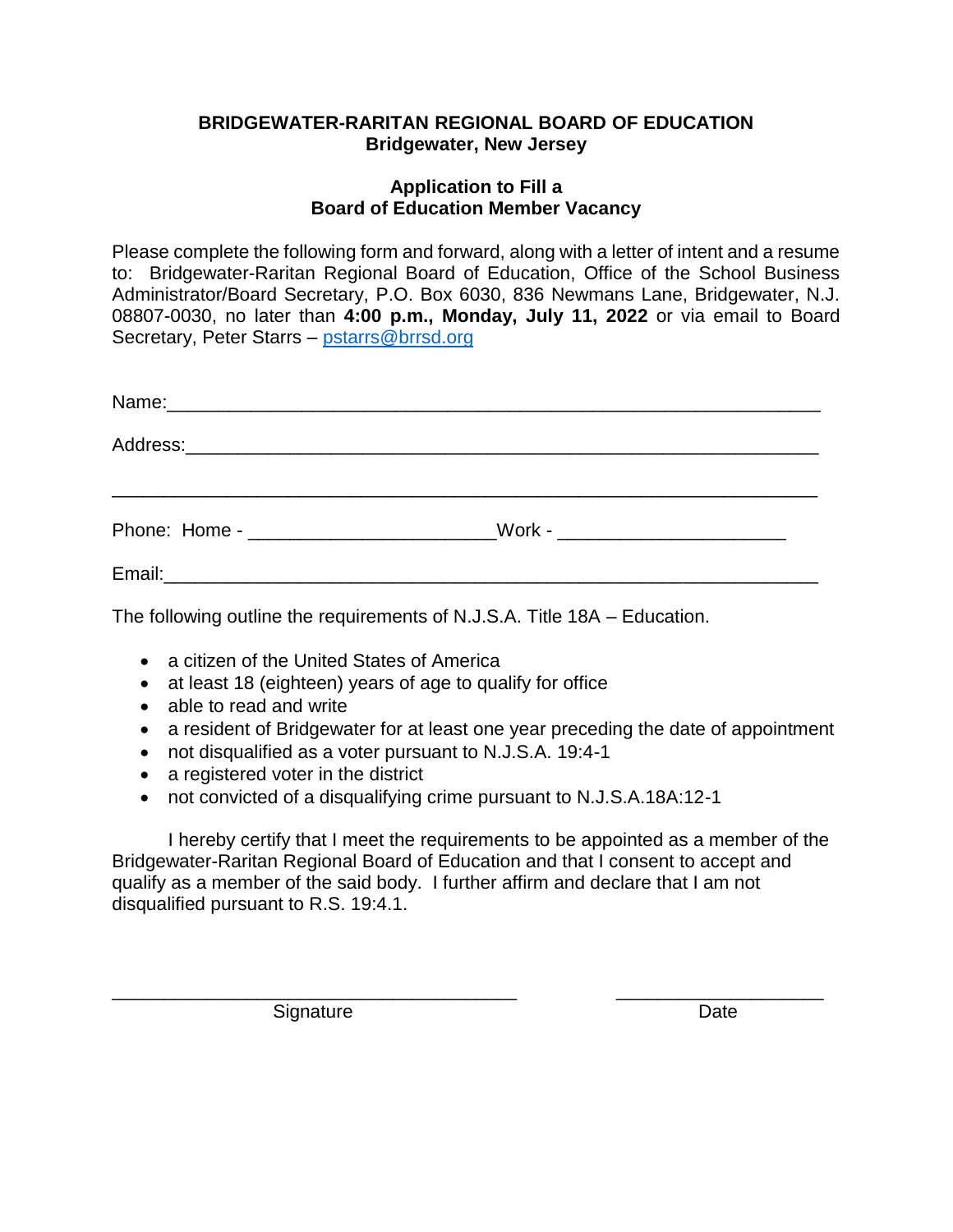**BRIDGEWATER-RARITAN REGIONAL BOARD OF EDUCATION**
**Bridgewater, New Jersey**

**Application to Fill a**
**Board of Education Member Vacancy**

Please complete the following form and forward, along with a letter of intent and a resume to: Bridgewater-Raritan Regional Board of Education, Office of the School Business Administrator/Board Secretary, P.O. Box 6030, 836 Newmans Lane, Bridgewater, N.J. 08807-0030, no later than **4:00 p.m., Monday, July 11, 2022** or via email to Board Secretary, Peter Starrs – pstarrs@brrsd.org

Name:_______________________________________________________________

Address:_____________________________________________________________

_____________________________________________________________________

Phone: Home - _______________________ Work - _____________________

Email:_______________________________________________________________

The following outline the requirements of N.J.S.A. Title 18A – Education.

- a citizen of the United States of America
- at least 18 (eighteen) years of age to qualify for office
- able to read and write
- a resident of Bridgewater for at least one year preceding the date of appointment
- not disqualified as a voter pursuant to N.J.S.A. 19:4-1
- a registered voter in the district
- not convicted of a disqualifying crime pursuant to N.J.S.A.18A:12-1

I hereby certify that I meet the requirements to be appointed as a member of the Bridgewater-Raritan Regional Board of Education and that I consent to accept and qualify as a member of the said body. I further affirm and declare that I am not disqualified pursuant to R.S. 19:4.1.

______________________________________ ____________________
Signature Date